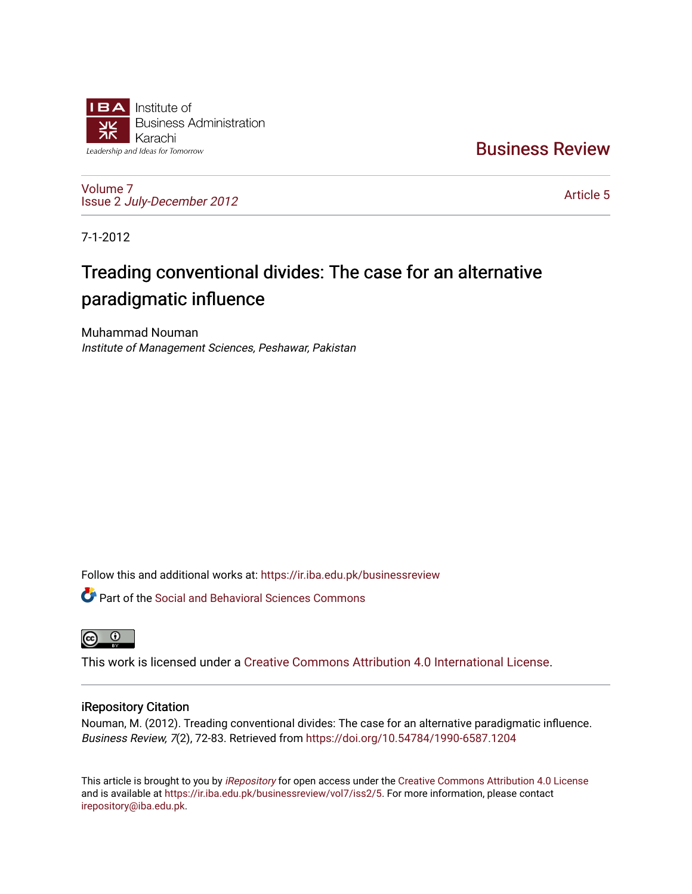Institute of Business Administration Karachi

Leadership and Ideas for Tomorrow

Business Review

Volume 7
Issue 2 *July-December 2012*

Article 5

7-1-2012

# Treading conventional divides: The case for an alternative paradigmatic influence

Muhammad Nouman
*Institute of Management Sciences, Peshawar, Pakistan*

Follow this and additional works at: https://ir.iba.edu.pk/businessreview

Part of the Social and Behavioral Sciences Commons

This work is licensed under a Creative Commons Attribution 4.0 International License.

## iRepository Citation

Nouman, M. (2012). Treading conventional divides: The case for an alternative paradigmatic influence. *Business Review, 7*(2), 72-83. Retrieved from https://doi.org/10.54784/1990-6587.1204

This article is brought to you by *iRepository* for open access under the Creative Commons Attribution 4.0 License and is available at https://ir.iba.edu.pk/businessreview/vol7/iss2/5. For more information, please contact irepository@iba.edu.pk.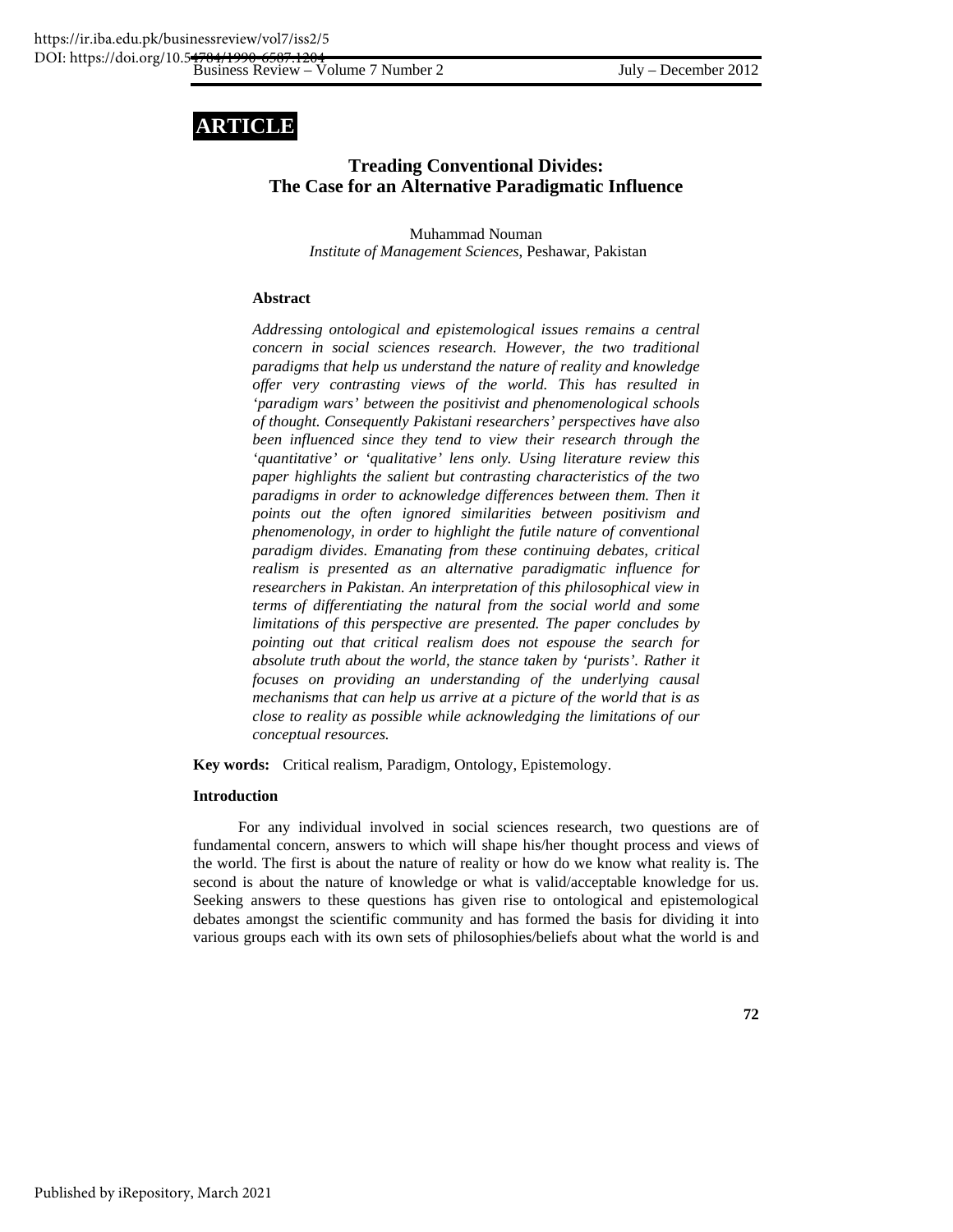## ARTICLE

## Treading Conventional Divides: The Case for an Alternative Paradigmatic Influence

Muhammad Nouman
*Institute of Management Sciences*, Peshawar, Pakistan

### Abstract

*Addressing ontological and epistemological issues remains a central concern in social sciences research. However, the two traditional paradigms that help us understand the nature of reality and knowledge offer very contrasting views of the world. This has resulted in 'paradigm wars' between the positivist and phenomenological schools of thought. Consequently Pakistani researchers' perspectives have also been influenced since they tend to view their research through the 'quantitative' or 'qualitative' lens only. Using literature review this paper highlights the salient but contrasting characteristics of the two paradigms in order to acknowledge differences between them. Then it points out the often ignored similarities between positivism and phenomenology, in order to highlight the futile nature of conventional paradigm divides. Emanating from these continuing debates, critical realism is presented as an alternative paradigmatic influence for researchers in Pakistan. An interpretation of this philosophical view in terms of differentiating the natural from the social world and some limitations of this perspective are presented. The paper concludes by pointing out that critical realism does not espouse the search for absolute truth about the world, the stance taken by 'purists'. Rather it focuses on providing an understanding of the underlying causal mechanisms that can help us arrive at a picture of the world that is as close to reality as possible while acknowledging the limitations of our conceptual resources.*

**Key words:** Critical realism, Paradigm, Ontology, Epistemology.

### Introduction

For any individual involved in social sciences research, two questions are of fundamental concern, answers to which will shape his/her thought process and views of the world. The first is about the nature of reality or how do we know what reality is. The second is about the nature of knowledge or what is valid/acceptable knowledge for us. Seeking answers to these questions has given rise to ontological and epistemological debates amongst the scientific community and has formed the basis for dividing it into various groups each with its own sets of philosophies/beliefs about what the world is and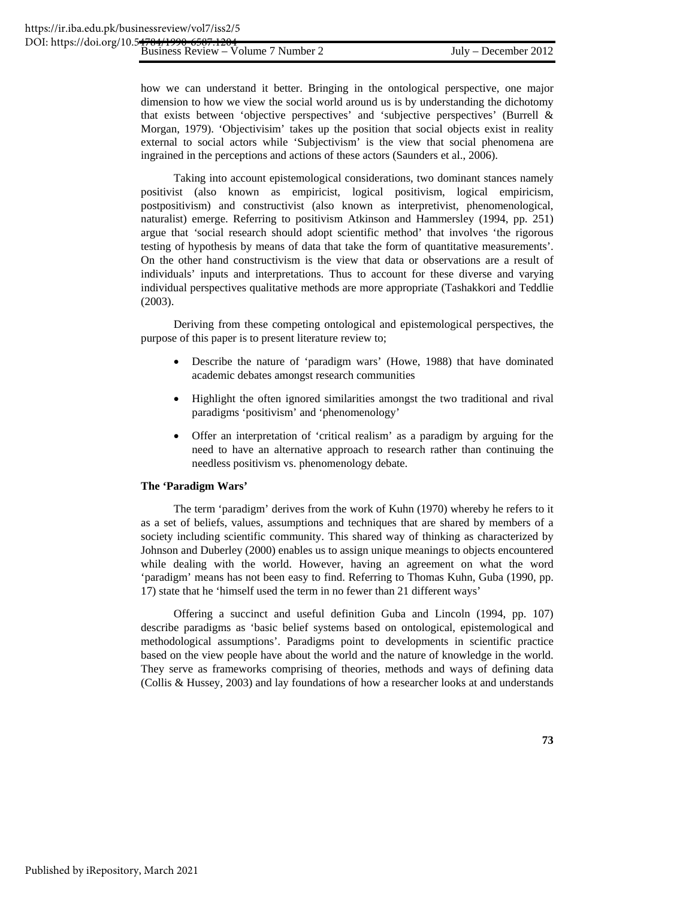how we can understand it better. Bringing in the ontological perspective, one major dimension to how we view the social world around us is by understanding the dichotomy that exists between 'objective perspectives' and 'subjective perspectives' (Burrell & Morgan, 1979). 'Objectivisim' takes up the position that social objects exist in reality external to social actors while 'Subjectivism' is the view that social phenomena are ingrained in the perceptions and actions of these actors (Saunders et al., 2006).

Taking into account epistemological considerations, two dominant stances namely positivist (also known as empiricist, logical positivism, logical empiricism, postpositivism) and constructivist (also known as interpretivist, phenomenological, naturalist) emerge. Referring to positivism Atkinson and Hammersley (1994, pp. 251) argue that 'social research should adopt scientific method' that involves 'the rigorous testing of hypothesis by means of data that take the form of quantitative measurements'. On the other hand constructivism is the view that data or observations are a result of individuals' inputs and interpretations. Thus to account for these diverse and varying individual perspectives qualitative methods are more appropriate (Tashakkori and Teddlie (2003).

Deriving from these competing ontological and epistemological perspectives, the purpose of this paper is to present literature review to;

- Describe the nature of 'paradigm wars' (Howe, 1988) that have dominated academic debates amongst research communities
- Highlight the often ignored similarities amongst the two traditional and rival paradigms 'positivism' and 'phenomenology'
- Offer an interpretation of 'critical realism' as a paradigm by arguing for the need to have an alternative approach to research rather than continuing the needless positivism vs. phenomenology debate.

**The 'Paradigm Wars'**

The term 'paradigm' derives from the work of Kuhn (1970) whereby he refers to it as a set of beliefs, values, assumptions and techniques that are shared by members of a society including scientific community. This shared way of thinking as characterized by Johnson and Duberley (2000) enables us to assign unique meanings to objects encountered while dealing with the world. However, having an agreement on what the word 'paradigm' means has not been easy to find. Referring to Thomas Kuhn, Guba (1990, pp. 17) state that he 'himself used the term in no fewer than 21 different ways'

Offering a succinct and useful definition Guba and Lincoln (1994, pp. 107) describe paradigms as 'basic belief systems based on ontological, epistemological and methodological assumptions'. Paradigms point to developments in scientific practice based on the view people have about the world and the nature of knowledge in the world. They serve as frameworks comprising of theories, methods and ways of defining data (Collis & Hussey, 2003) and lay foundations of how a researcher looks at and understands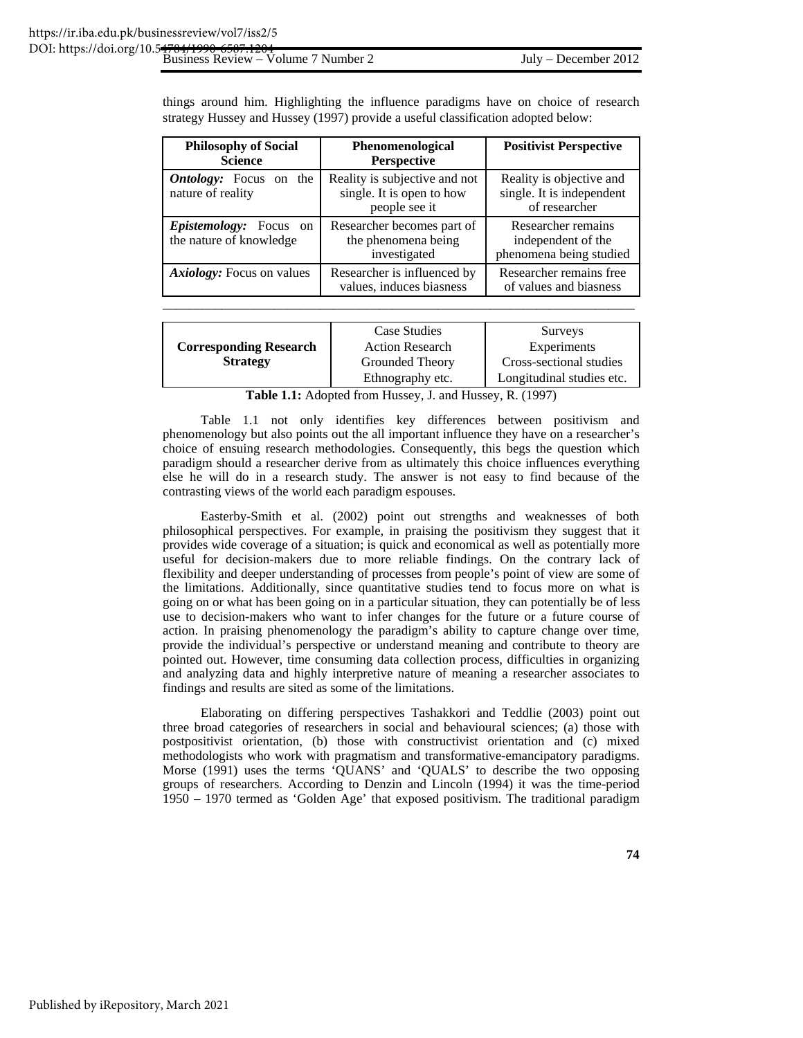things around him. Highlighting the influence paradigms have on choice of research strategy Hussey and Hussey (1997) provide a useful classification adopted below:

| Philosophy of Social Science | Phenomenological Perspective | Positivist Perspective |
|---|---|---|
| ***Ontology:*** Focus on the nature of reality | Reality is subjective and not single. It is open to how people see it | Reality is objective and single. It is independent of researcher |
| ***Epistemology:*** Focus on the nature of knowledge | Researcher becomes part of the phenomena being investigated | Researcher remains independent of the phenomena being studied |
| ***Axiology:*** Focus on values | Researcher is influenced by values, induces biasness | Researcher remains free of values and biasness |
| **Corresponding Research Strategy** | Case Studies<br>Action Research<br>Grounded Theory<br>Ethnography etc. | Surveys<br>Experiments<br>Cross-sectional studies<br>Longitudinal studies etc. |

**Table 1.1:** Adopted from Hussey, J. and Hussey, R. (1997)

Table 1.1 not only identifies key differences between positivism and phenomenology but also points out the all important influence they have on a researcher's choice of ensuing research methodologies. Consequently, this begs the question which paradigm should a researcher derive from as ultimately this choice influences everything else he will do in a research study. The answer is not easy to find because of the contrasting views of the world each paradigm espouses.

Easterby-Smith et al. (2002) point out strengths and weaknesses of both philosophical perspectives. For example, in praising the positivism they suggest that it provides wide coverage of a situation; is quick and economical as well as potentially more useful for decision-makers due to more reliable findings. On the contrary lack of flexibility and deeper understanding of processes from people's point of view are some of the limitations. Additionally, since quantitative studies tend to focus more on what is going on or what has been going on in a particular situation, they can potentially be of less use to decision-makers who want to infer changes for the future or a future course of action. In praising phenomenology the paradigm's ability to capture change over time, provide the individual's perspective or understand meaning and contribute to theory are pointed out. However, time consuming data collection process, difficulties in organizing and analyzing data and highly interpretive nature of meaning a researcher associates to findings and results are sited as some of the limitations.

Elaborating on differing perspectives Tashakkori and Teddlie (2003) point out three broad categories of researchers in social and behavioural sciences; (a) those with postpositivist orientation, (b) those with constructivist orientation and (c) mixed methodologists who work with pragmatism and transformative-emancipatory paradigms. Morse (1991) uses the terms 'QUANS' and 'QUALS' to describe the two opposing groups of researchers. According to Denzin and Lincoln (1994) it was the time-period 1950 – 1970 termed as 'Golden Age' that exposed positivism. The traditional paradigm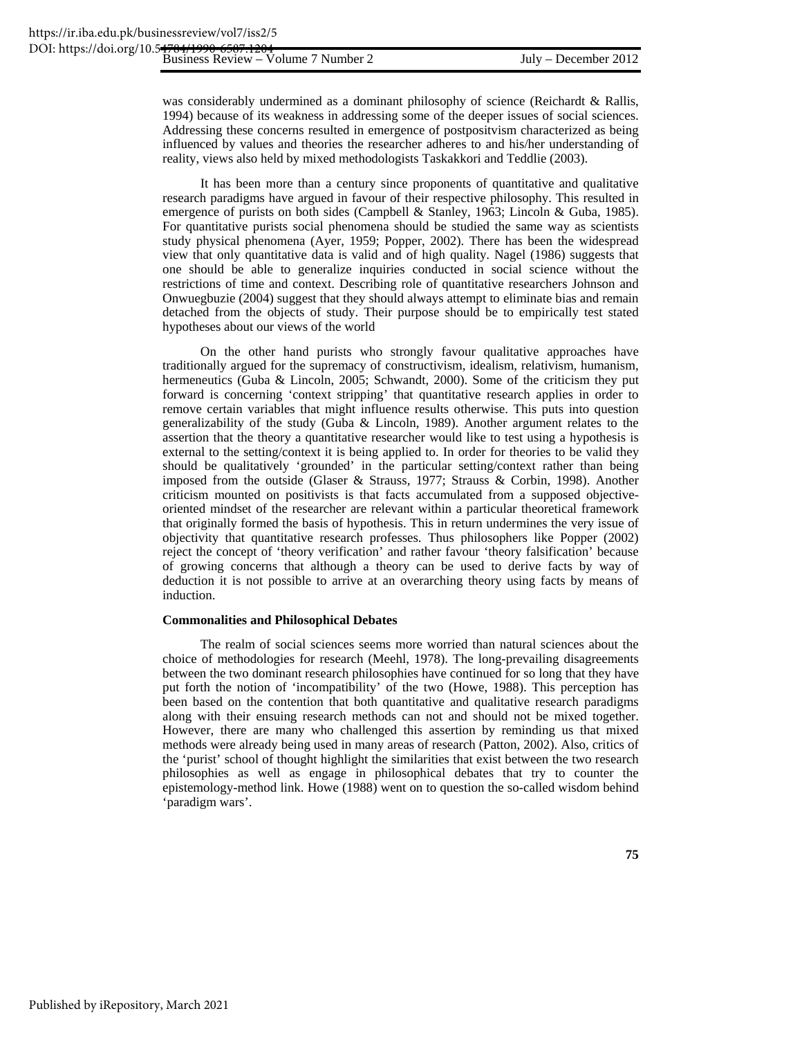was considerably undermined as a dominant philosophy of science (Reichardt & Rallis, 1994) because of its weakness in addressing some of the deeper issues of social sciences. Addressing these concerns resulted in emergence of postpositvism characterized as being influenced by values and theories the researcher adheres to and his/her understanding of reality, views also held by mixed methodologists Taskakkori and Teddlie (2003).

It has been more than a century since proponents of quantitative and qualitative research paradigms have argued in favour of their respective philosophy. This resulted in emergence of purists on both sides (Campbell & Stanley, 1963; Lincoln & Guba, 1985). For quantitative purists social phenomena should be studied the same way as scientists study physical phenomena (Ayer, 1959; Popper, 2002). There has been the widespread view that only quantitative data is valid and of high quality. Nagel (1986) suggests that one should be able to generalize inquiries conducted in social science without the restrictions of time and context. Describing role of quantitative researchers Johnson and Onwuegbuzie (2004) suggest that they should always attempt to eliminate bias and remain detached from the objects of study. Their purpose should be to empirically test stated hypotheses about our views of the world

On the other hand purists who strongly favour qualitative approaches have traditionally argued for the supremacy of constructivism, idealism, relativism, humanism, hermeneutics (Guba & Lincoln, 2005; Schwandt, 2000). Some of the criticism they put forward is concerning 'context stripping' that quantitative research applies in order to remove certain variables that might influence results otherwise. This puts into question generalizability of the study (Guba & Lincoln, 1989). Another argument relates to the assertion that the theory a quantitative researcher would like to test using a hypothesis is external to the setting/context it is being applied to. In order for theories to be valid they should be qualitatively 'grounded' in the particular setting/context rather than being imposed from the outside (Glaser & Strauss, 1977; Strauss & Corbin, 1998). Another criticism mounted on positivists is that facts accumulated from a supposed objective-oriented mindset of the researcher are relevant within a particular theoretical framework that originally formed the basis of hypothesis. This in return undermines the very issue of objectivity that quantitative research professes. Thus philosophers like Popper (2002) reject the concept of 'theory verification' and rather favour 'theory falsification' because of growing concerns that although a theory can be used to derive facts by way of deduction it is not possible to arrive at an overarching theory using facts by means of induction.

**Commonalities and Philosophical Debates**

The realm of social sciences seems more worried than natural sciences about the choice of methodologies for research (Meehl, 1978). The long-prevailing disagreements between the two dominant research philosophies have continued for so long that they have put forth the notion of 'incompatibility' of the two (Howe, 1988). This perception has been based on the contention that both quantitative and qualitative research paradigms along with their ensuing research methods can not and should not be mixed together. However, there are many who challenged this assertion by reminding us that mixed methods were already being used in many areas of research (Patton, 2002). Also, critics of the 'purist' school of thought highlight the similarities that exist between the two research philosophies as well as engage in philosophical debates that try to counter the epistemology-method link. Howe (1988) went on to question the so-called wisdom behind 'paradigm wars'.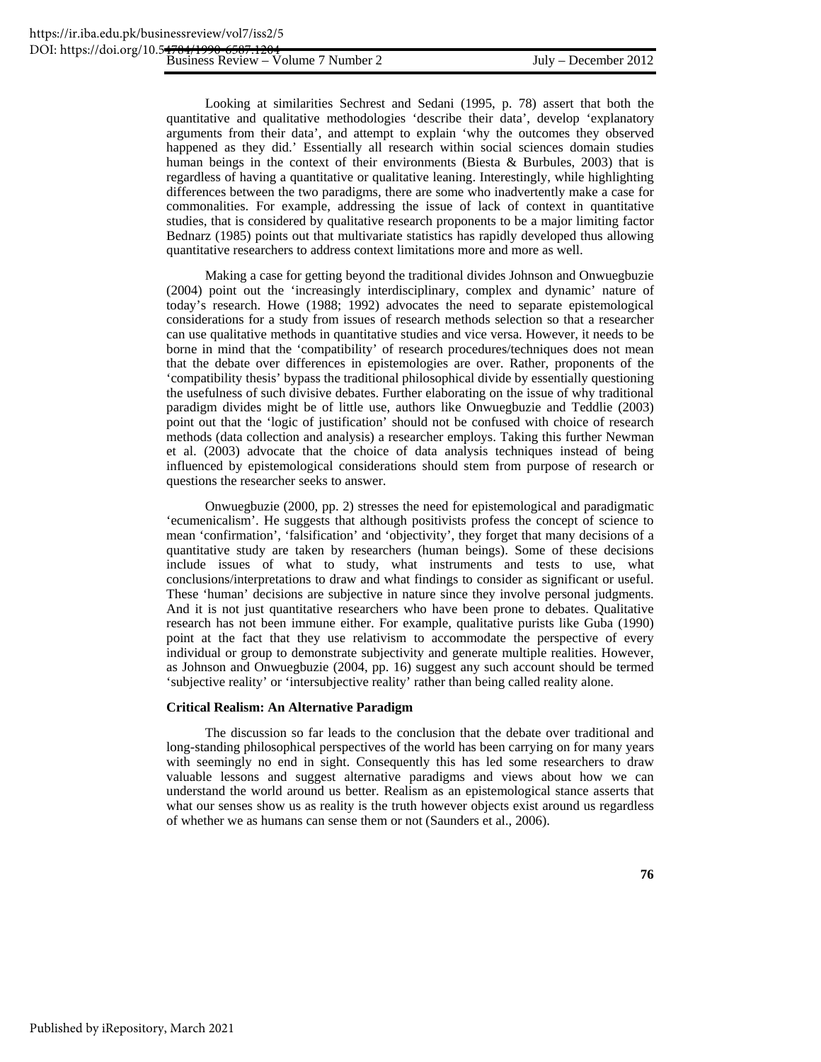Looking at similarities Sechrest and Sedani (1995, p. 78) assert that both the quantitative and qualitative methodologies 'describe their data', develop 'explanatory arguments from their data', and attempt to explain 'why the outcomes they observed happened as they did.' Essentially all research within social sciences domain studies human beings in the context of their environments (Biesta & Burbules, 2003) that is regardless of having a quantitative or qualitative leaning. Interestingly, while highlighting differences between the two paradigms, there are some who inadvertently make a case for commonalities. For example, addressing the issue of lack of context in quantitative studies, that is considered by qualitative research proponents to be a major limiting factor Bednarz (1985) points out that multivariate statistics has rapidly developed thus allowing quantitative researchers to address context limitations more and more as well.

Making a case for getting beyond the traditional divides Johnson and Onwuegbuzie (2004) point out the 'increasingly interdisciplinary, complex and dynamic' nature of today's research. Howe (1988; 1992) advocates the need to separate epistemological considerations for a study from issues of research methods selection so that a researcher can use qualitative methods in quantitative studies and vice versa. However, it needs to be borne in mind that the 'compatibility' of research procedures/techniques does not mean that the debate over differences in epistemologies are over. Rather, proponents of the 'compatibility thesis' bypass the traditional philosophical divide by essentially questioning the usefulness of such divisive debates. Further elaborating on the issue of why traditional paradigm divides might be of little use, authors like Onwuegbuzie and Teddlie (2003) point out that the 'logic of justification' should not be confused with choice of research methods (data collection and analysis) a researcher employs. Taking this further Newman et al. (2003) advocate that the choice of data analysis techniques instead of being influenced by epistemological considerations should stem from purpose of research or questions the researcher seeks to answer.

Onwuegbuzie (2000, pp. 2) stresses the need for epistemological and paradigmatic 'ecumenicalism'. He suggests that although positivists profess the concept of science to mean 'confirmation', 'falsification' and 'objectivity', they forget that many decisions of a quantitative study are taken by researchers (human beings). Some of these decisions include issues of what to study, what instruments and tests to use, what conclusions/interpretations to draw and what findings to consider as significant or useful. These 'human' decisions are subjective in nature since they involve personal judgments. And it is not just quantitative researchers who have been prone to debates. Qualitative research has not been immune either. For example, qualitative purists like Guba (1990) point at the fact that they use relativism to accommodate the perspective of every individual or group to demonstrate subjectivity and generate multiple realities. However, as Johnson and Onwuegbuzie (2004, pp. 16) suggest any such account should be termed 'subjective reality' or 'intersubjective reality' rather than being called reality alone.

**Critical Realism: An Alternative Paradigm**

The discussion so far leads to the conclusion that the debate over traditional and long-standing philosophical perspectives of the world has been carrying on for many years with seemingly no end in sight. Consequently this has led some researchers to draw valuable lessons and suggest alternative paradigms and views about how we can understand the world around us better. Realism as an epistemological stance asserts that what our senses show us as reality is the truth however objects exist around us regardless of whether we as humans can sense them or not (Saunders et al., 2006).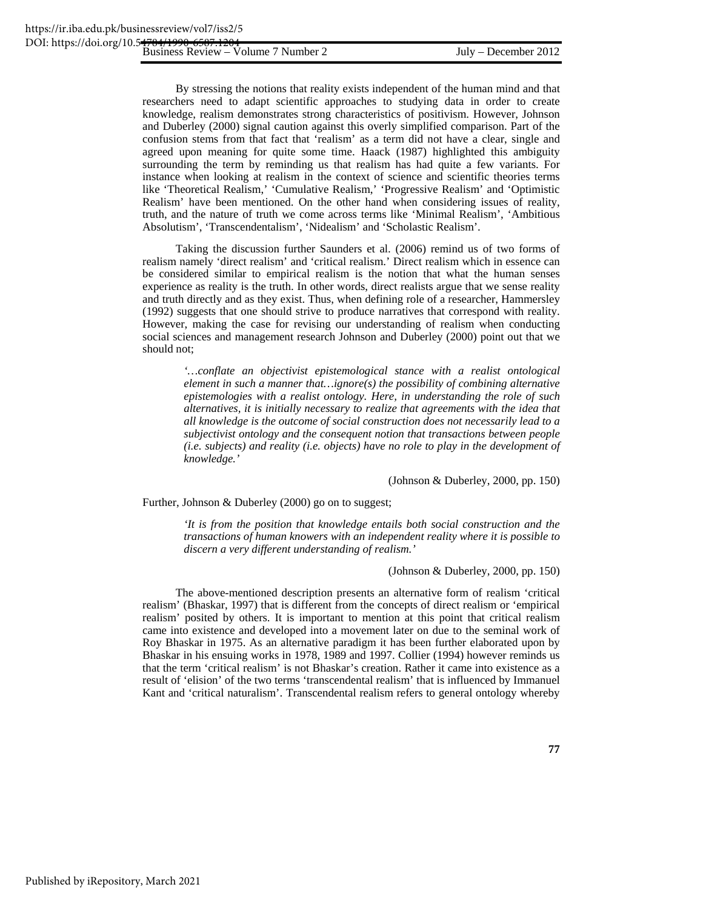By stressing the notions that reality exists independent of the human mind and that researchers need to adapt scientific approaches to studying data in order to create knowledge, realism demonstrates strong characteristics of positivism. However, Johnson and Duberley (2000) signal caution against this overly simplified comparison. Part of the confusion stems from that fact that 'realism' as a term did not have a clear, single and agreed upon meaning for quite some time. Haack (1987) highlighted this ambiguity surrounding the term by reminding us that realism has had quite a few variants. For instance when looking at realism in the context of science and scientific theories terms like 'Theoretical Realism,' 'Cumulative Realism,' 'Progressive Realism' and 'Optimistic Realism' have been mentioned. On the other hand when considering issues of reality, truth, and the nature of truth we come across terms like 'Minimal Realism', 'Ambitious Absolutism', 'Transcendentalism', 'Nidealism' and 'Scholastic Realism'.

Taking the discussion further Saunders et al. (2006) remind us of two forms of realism namely 'direct realism' and 'critical realism.' Direct realism which in essence can be considered similar to empirical realism is the notion that what the human senses experience as reality is the truth. In other words, direct realists argue that we sense reality and truth directly and as they exist. Thus, when defining role of a researcher, Hammersley (1992) suggests that one should strive to produce narratives that correspond with reality. However, making the case for revising our understanding of realism when conducting social sciences and management research Johnson and Duberley (2000) point out that we should not;

> *'…conflate an objectivist epistemological stance with a realist ontological element in such a manner that…ignore(s) the possibility of combining alternative epistemologies with a realist ontology. Here, in understanding the role of such alternatives, it is initially necessary to realize that agreements with the idea that all knowledge is the outcome of social construction does not necessarily lead to a subjectivist ontology and the consequent notion that transactions between people (i.e. subjects) and reality (i.e. objects) have no role to play in the development of knowledge.'*
>
> (Johnson & Duberley, 2000, pp. 150)

Further, Johnson & Duberley (2000) go on to suggest;

> *'It is from the position that knowledge entails both social construction and the transactions of human knowers with an independent reality where it is possible to discern a very different understanding of realism.'*
>
> (Johnson & Duberley, 2000, pp. 150)

The above-mentioned description presents an alternative form of realism 'critical realism' (Bhaskar, 1997) that is different from the concepts of direct realism or 'empirical realism' posited by others. It is important to mention at this point that critical realism came into existence and developed into a movement later on due to the seminal work of Roy Bhaskar in 1975. As an alternative paradigm it has been further elaborated upon by Bhaskar in his ensuing works in 1978, 1989 and 1997. Collier (1994) however reminds us that the term 'critical realism' is not Bhaskar's creation. Rather it came into existence as a result of 'elision' of the two terms 'transcendental realism' that is influenced by Immanuel Kant and 'critical naturalism'. Transcendental realism refers to general ontology whereby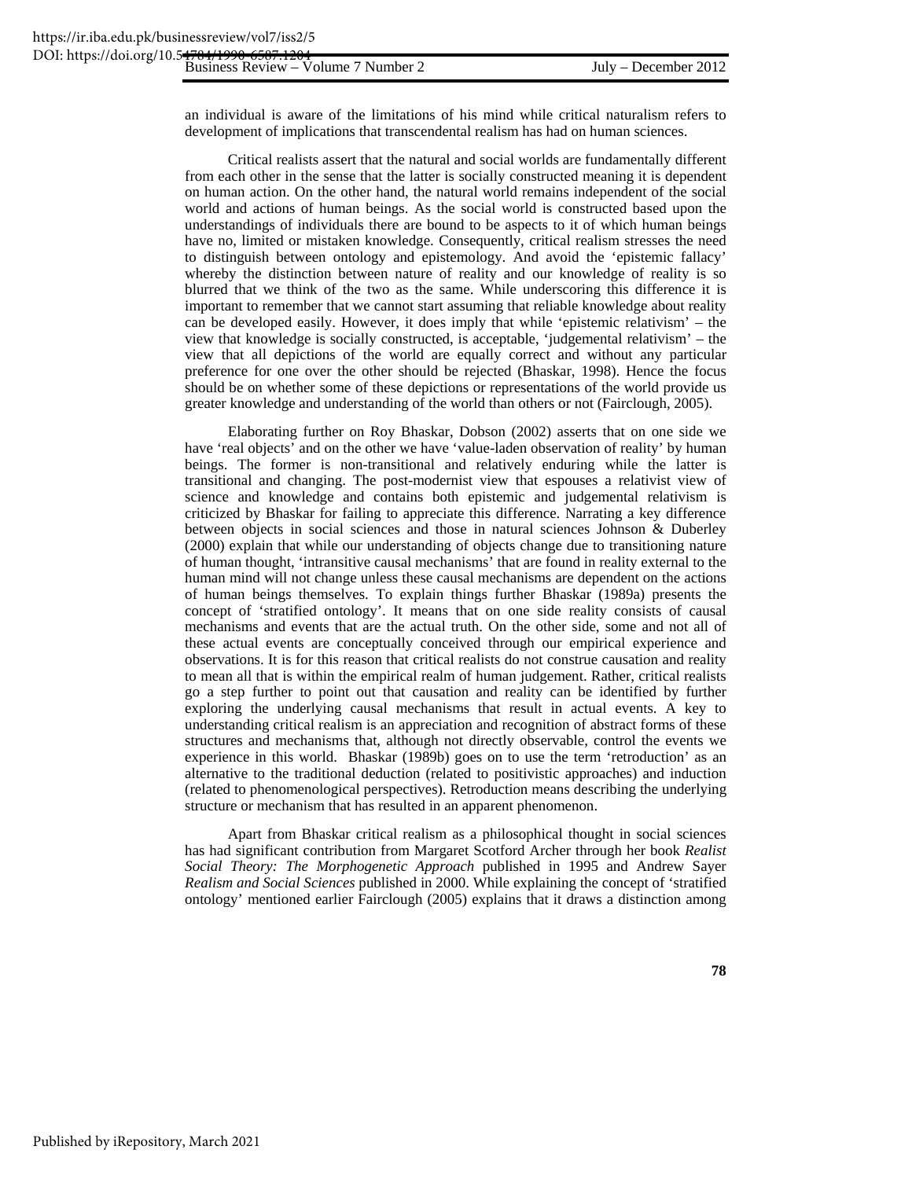an individual is aware of the limitations of his mind while critical naturalism refers to development of implications that transcendental realism has had on human sciences.

Critical realists assert that the natural and social worlds are fundamentally different from each other in the sense that the latter is socially constructed meaning it is dependent on human action. On the other hand, the natural world remains independent of the social world and actions of human beings. As the social world is constructed based upon the understandings of individuals there are bound to be aspects to it of which human beings have no, limited or mistaken knowledge. Consequently, critical realism stresses the need to distinguish between ontology and epistemology. And avoid the 'epistemic fallacy' whereby the distinction between nature of reality and our knowledge of reality is so blurred that we think of the two as the same. While underscoring this difference it is important to remember that we cannot start assuming that reliable knowledge about reality can be developed easily. However, it does imply that while 'epistemic relativism' – the view that knowledge is socially constructed, is acceptable, 'judgemental relativism' – the view that all depictions of the world are equally correct and without any particular preference for one over the other should be rejected (Bhaskar, 1998). Hence the focus should be on whether some of these depictions or representations of the world provide us greater knowledge and understanding of the world than others or not (Fairclough, 2005).

Elaborating further on Roy Bhaskar, Dobson (2002) asserts that on one side we have 'real objects' and on the other we have 'value-laden observation of reality' by human beings. The former is non-transitional and relatively enduring while the latter is transitional and changing. The post-modernist view that espouses a relativist view of science and knowledge and contains both epistemic and judgemental relativism is criticized by Bhaskar for failing to appreciate this difference. Narrating a key difference between objects in social sciences and those in natural sciences Johnson & Duberley (2000) explain that while our understanding of objects change due to transitioning nature of human thought, 'intransitive causal mechanisms' that are found in reality external to the human mind will not change unless these causal mechanisms are dependent on the actions of human beings themselves. To explain things further Bhaskar (1989a) presents the concept of 'stratified ontology'. It means that on one side reality consists of causal mechanisms and events that are the actual truth. On the other side, some and not all of these actual events are conceptually conceived through our empirical experience and observations. It is for this reason that critical realists do not construe causation and reality to mean all that is within the empirical realm of human judgement. Rather, critical realists go a step further to point out that causation and reality can be identified by further exploring the underlying causal mechanisms that result in actual events. A key to understanding critical realism is an appreciation and recognition of abstract forms of these structures and mechanisms that, although not directly observable, control the events we experience in this world. Bhaskar (1989b) goes on to use the term 'retroduction' as an alternative to the traditional deduction (related to positivistic approaches) and induction (related to phenomenological perspectives). Retroduction means describing the underlying structure or mechanism that has resulted in an apparent phenomenon.

Apart from Bhaskar critical realism as a philosophical thought in social sciences has had significant contribution from Margaret Scotford Archer through her book *Realist Social Theory: The Morphogenetic Approach* published in 1995 and Andrew Sayer *Realism and Social Sciences* published in 2000. While explaining the concept of 'stratified ontology' mentioned earlier Fairclough (2005) explains that it draws a distinction among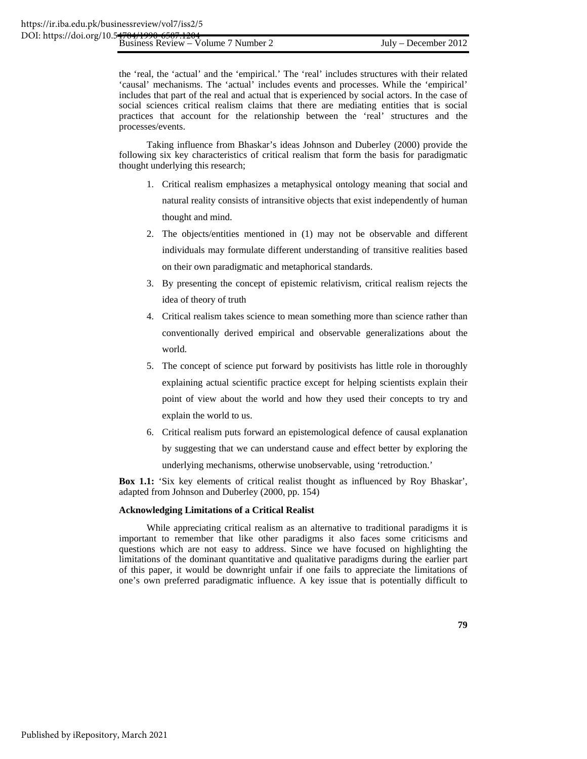the 'real, the 'actual' and the 'empirical.' The 'real' includes structures with their related 'causal' mechanisms. The 'actual' includes events and processes. While the 'empirical' includes that part of the real and actual that is experienced by social actors. In the case of social sciences critical realism claims that there are mediating entities that is social practices that account for the relationship between the 'real' structures and the processes/events.

Taking influence from Bhaskar's ideas Johnson and Duberley (2000) provide the following six key characteristics of critical realism that form the basis for paradigmatic thought underlying this research;

1. Critical realism emphasizes a metaphysical ontology meaning that social and natural reality consists of intransitive objects that exist independently of human thought and mind.
2. The objects/entities mentioned in (1) may not be observable and different individuals may formulate different understanding of transitive realities based on their own paradigmatic and metaphorical standards.
3. By presenting the concept of epistemic relativism, critical realism rejects the idea of theory of truth
4. Critical realism takes science to mean something more than science rather than conventionally derived empirical and observable generalizations about the world.
5. The concept of science put forward by positivists has little role in thoroughly explaining actual scientific practice except for helping scientists explain their point of view about the world and how they used their concepts to try and explain the world to us.
6. Critical realism puts forward an epistemological defence of causal explanation by suggesting that we can understand cause and effect better by exploring the underlying mechanisms, otherwise unobservable, using 'retroduction.'

**Box 1.1:** 'Six key elements of critical realist thought as influenced by Roy Bhaskar', adapted from Johnson and Duberley (2000, pp. 154)

### Acknowledging Limitations of a Critical Realist

While appreciating critical realism as an alternative to traditional paradigms it is important to remember that like other paradigms it also faces some criticisms and questions which are not easy to address. Since we have focused on highlighting the limitations of the dominant quantitative and qualitative paradigms during the earlier part of this paper, it would be downright unfair if one fails to appreciate the limitations of one's own preferred paradigmatic influence. A key issue that is potentially difficult to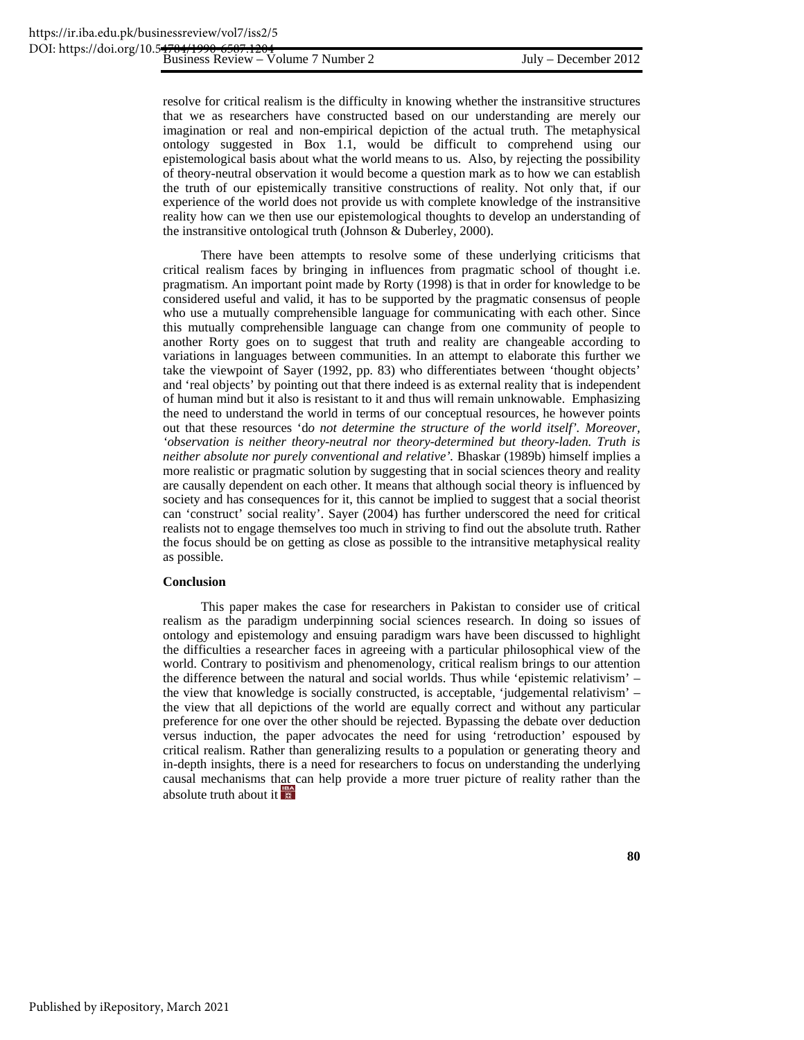resolve for critical realism is the difficulty in knowing whether the instransitive structures that we as researchers have constructed based on our understanding are merely our imagination or real and non-empirical depiction of the actual truth. The metaphysical ontology suggested in Box 1.1, would be difficult to comprehend using our epistemological basis about what the world means to us. Also, by rejecting the possibility of theory-neutral observation it would become a question mark as to how we can establish the truth of our epistemically transitive constructions of reality. Not only that, if our experience of the world does not provide us with complete knowledge of the instransitive reality how can we then use our epistemological thoughts to develop an understanding of the instransitive ontological truth (Johnson & Duberley, 2000).

There have been attempts to resolve some of these underlying criticisms that critical realism faces by bringing in influences from pragmatic school of thought i.e. pragmatism. An important point made by Rorty (1998) is that in order for knowledge to be considered useful and valid, it has to be supported by the pragmatic consensus of people who use a mutually comprehensible language for communicating with each other. Since this mutually comprehensible language can change from one community of people to another Rorty goes on to suggest that truth and reality are changeable according to variations in languages between communities. In an attempt to elaborate this further we take the viewpoint of Sayer (1992, pp. 83) who differentiates between 'thought objects' and 'real objects' by pointing out that there indeed is as external reality that is independent of human mind but it also is resistant to it and thus will remain unknowable. Emphasizing the need to understand the world in terms of our conceptual resources, he however points out that these resources 'd*o not determine the structure of the world itself'. Moreover, 'observation is neither theory-neutral nor theory-determined but theory-laden. Truth is neither absolute nor purely conventional and relative'.* Bhaskar (1989b) himself implies a more realistic or pragmatic solution by suggesting that in social sciences theory and reality are causally dependent on each other. It means that although social theory is influenced by society and has consequences for it, this cannot be implied to suggest that a social theorist can 'construct' social reality'. Sayer (2004) has further underscored the need for critical realists not to engage themselves too much in striving to find out the absolute truth. Rather the focus should be on getting as close as possible to the intransitive metaphysical reality as possible.

**Conclusion**

This paper makes the case for researchers in Pakistan to consider use of critical realism as the paradigm underpinning social sciences research. In doing so issues of ontology and epistemology and ensuing paradigm wars have been discussed to highlight the difficulties a researcher faces in agreeing with a particular philosophical view of the world. Contrary to positivism and phenomenology, critical realism brings to our attention the difference between the natural and social worlds. Thus while 'epistemic relativism' – the view that knowledge is socially constructed, is acceptable, 'judgemental relativism' – the view that all depictions of the world are equally correct and without any particular preference for one over the other should be rejected. Bypassing the debate over deduction versus induction, the paper advocates the need for using 'retroduction' espoused by critical realism. Rather than generalizing results to a population or generating theory and in-depth insights, there is a need for researchers to focus on understanding the underlying causal mechanisms that can help provide a more truer picture of reality rather than the absolute truth about it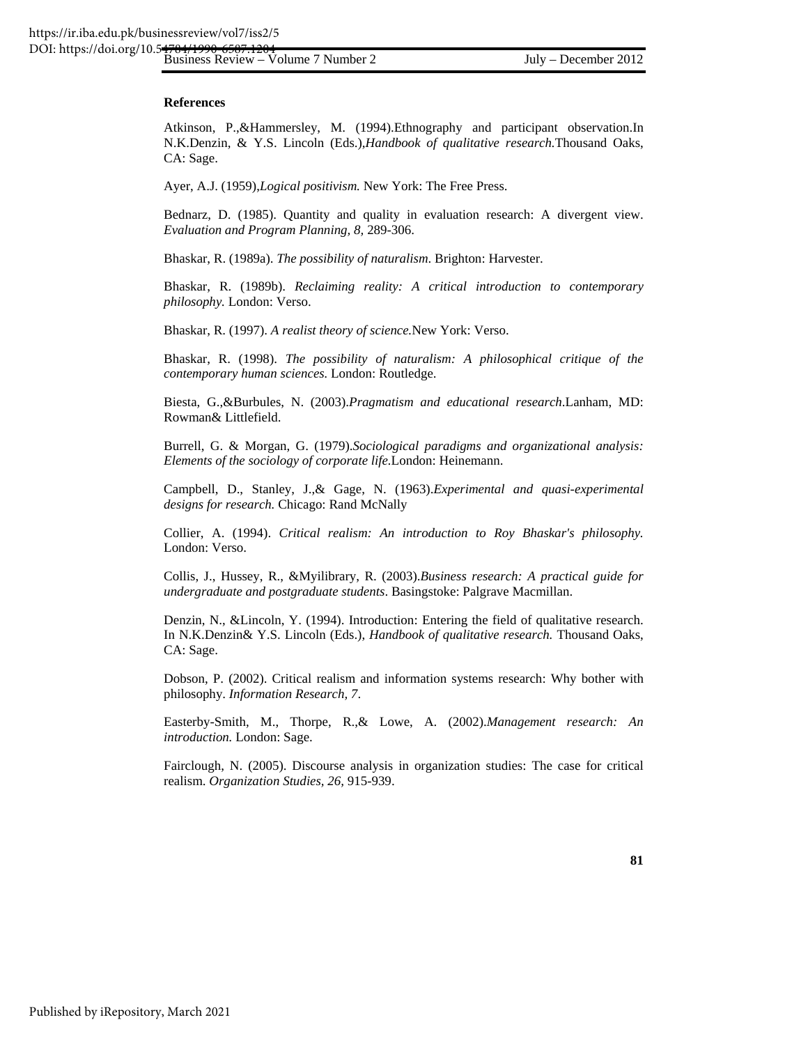**References**

Atkinson, P.,&Hammersley, M. (1994).Ethnography and participant observation.In N.K.Denzin, & Y.S. Lincoln (Eds.),*Handbook of qualitative research.*Thousand Oaks, CA: Sage.

Ayer, A.J. (1959),*Logical positivism.* New York: The Free Press.

Bednarz, D. (1985). Quantity and quality in evaluation research: A divergent view. *Evaluation and Program Planning, 8,* 289-306.

Bhaskar, R. (1989a). *The possibility of naturalism*. Brighton: Harvester.

Bhaskar, R. (1989b). *Reclaiming reality: A critical introduction to contemporary philosophy.* London: Verso.

Bhaskar, R. (1997). *A realist theory of science.*New York: Verso.

Bhaskar, R. (1998). *The possibility of naturalism: A philosophical critique of the contemporary human sciences.* London: Routledge.

Biesta, G.,&Burbules, N. (2003).*Pragmatism and educational research*.Lanham, MD: Rowman& Littlefield.

Burrell, G. & Morgan, G. (1979).*Sociological paradigms and organizational analysis: Elements of the sociology of corporate life.*London: Heinemann.

Campbell, D., Stanley, J.,& Gage, N. (1963).*Experimental and quasi-experimental designs for research.* Chicago: Rand McNally

Collier, A. (1994). *Critical realism: An introduction to Roy Bhaskar's philosophy.* London: Verso.

Collis, J., Hussey, R., &Myilibrary, R. (2003).*Business research: A practical guide for undergraduate and postgraduate students*. Basingstoke: Palgrave Macmillan.

Denzin, N., &Lincoln, Y. (1994). Introduction: Entering the field of qualitative research. In N.K.Denzin& Y.S. Lincoln (Eds.), *Handbook of qualitative research.* Thousand Oaks, CA: Sage.

Dobson, P. (2002). Critical realism and information systems research: Why bother with philosophy. *Information Research, 7*.

Easterby-Smith, M., Thorpe, R.,& Lowe, A. (2002).*Management research: An introduction.* London: Sage.

Fairclough, N. (2005). Discourse analysis in organization studies: The case for critical realism. *Organization Studies, 26,* 915-939.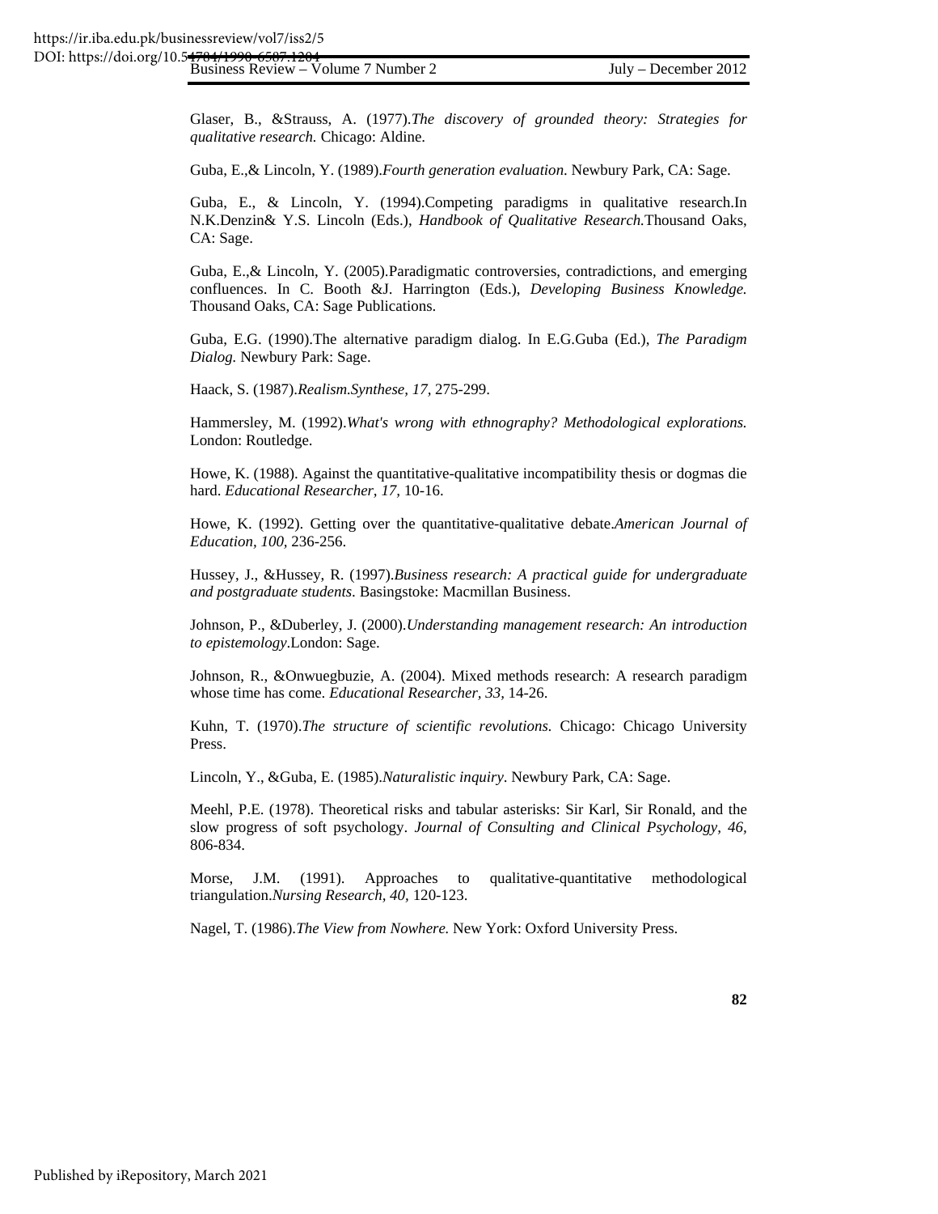Glaser, B., &Strauss, A. (1977).*The discovery of grounded theory: Strategies for qualitative research.* Chicago: Aldine.

Guba, E.,& Lincoln, Y. (1989).*Fourth generation evaluation*. Newbury Park, CA: Sage.

Guba, E., & Lincoln, Y. (1994).Competing paradigms in qualitative research.In N.K.Denzin& Y.S. Lincoln (Eds.), *Handbook of Qualitative Research.*Thousand Oaks, CA: Sage.

Guba, E.,& Lincoln, Y. (2005).Paradigmatic controversies, contradictions, and emerging confluences. In C. Booth &J. Harrington (Eds.), *Developing Business Knowledge.* Thousand Oaks, CA: Sage Publications.

Guba, E.G. (1990).The alternative paradigm dialog. In E.G.Guba (Ed.), *The Paradigm Dialog.* Newbury Park: Sage.

Haack, S. (1987).*Realism.Synthese, 17*, 275-299.

Hammersley, M. (1992).*What's wrong with ethnography? Methodological explorations.* London: Routledge.

Howe, K. (1988). Against the quantitative-qualitative incompatibility thesis or dogmas die hard. *Educational Researcher, 17,* 10-16.

Howe, K. (1992). Getting over the quantitative-qualitative debate.*American Journal of Education, 100,* 236-256.

Hussey, J., &Hussey, R. (1997).*Business research: A practical guide for undergraduate and postgraduate students*. Basingstoke: Macmillan Business.

Johnson, P., &Duberley, J. (2000).*Understanding management research: An introduction to epistemology*.London: Sage.

Johnson, R., &Onwuegbuzie, A. (2004). Mixed methods research: A research paradigm whose time has come. *Educational Researcher, 33,* 14-26.

Kuhn, T. (1970).*The structure of scientific revolutions.* Chicago: Chicago University Press.

Lincoln, Y., &Guba, E. (1985).*Naturalistic inquiry*. Newbury Park, CA: Sage.

Meehl, P.E. (1978). Theoretical risks and tabular asterisks: Sir Karl, Sir Ronald, and the slow progress of soft psychology. *Journal of Consulting and Clinical Psychology, 46,* 806-834.

Morse, J.M. (1991). Approaches to qualitative-quantitative methodological triangulation.*Nursing Research, 40,* 120-123.

Nagel, T. (1986).*The View from Nowhere.* New York: Oxford University Press.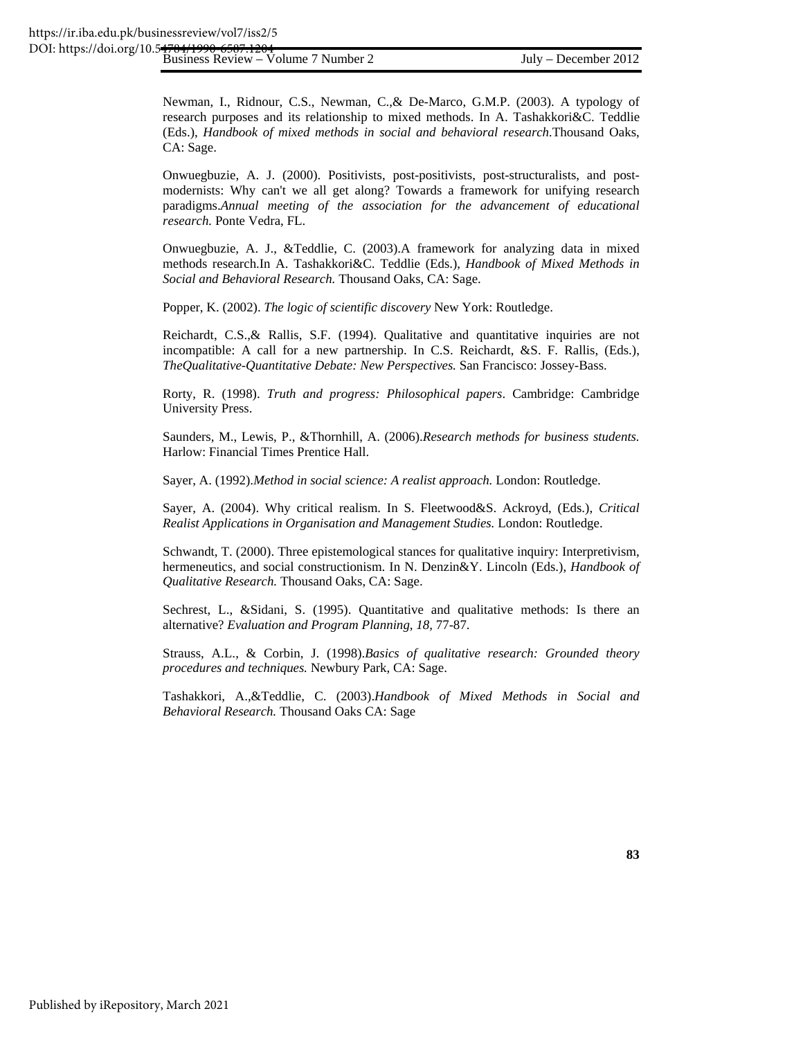Newman, I., Ridnour, C.S., Newman, C.,& De-Marco, G.M.P. (2003). A typology of research purposes and its relationship to mixed methods. In A. Tashakkori&C. Teddlie (Eds.), *Handbook of mixed methods in social and behavioral research.*Thousand Oaks, CA: Sage.

Onwuegbuzie, A. J. (2000). Positivists, post-positivists, post-structuralists, and post-modernists: Why can't we all get along? Towards a framework for unifying research paradigms.*Annual meeting of the association for the advancement of educational research.* Ponte Vedra, FL.

Onwuegbuzie, A. J., &Teddlie, C. (2003).A framework for analyzing data in mixed methods research.In A. Tashakkori&C. Teddlie (Eds.), *Handbook of Mixed Methods in Social and Behavioral Research.* Thousand Oaks, CA: Sage.

Popper, K. (2002). *The logic of scientific discovery* New York: Routledge.

Reichardt, C.S.,& Rallis, S.F. (1994). Qualitative and quantitative inquiries are not incompatible: A call for a new partnership. In C.S. Reichardt, &S. F. Rallis, (Eds.), *TheQualitative-Quantitative Debate: New Perspectives.* San Francisco: Jossey-Bass.

Rorty, R. (1998). *Truth and progress: Philosophical papers*. Cambridge: Cambridge University Press.

Saunders, M., Lewis, P., &Thornhill, A. (2006).*Research methods for business students.* Harlow: Financial Times Prentice Hall.

Sayer, A. (1992).*Method in social science: A realist approach.* London: Routledge.

Sayer, A. (2004). Why critical realism. In S. Fleetwood&S. Ackroyd, (Eds.), *Critical Realist Applications in Organisation and Management Studies.* London: Routledge.

Schwandt, T. (2000). Three epistemological stances for qualitative inquiry: Interpretivism, hermeneutics, and social constructionism. In N. Denzin&Y. Lincoln (Eds.), *Handbook of Qualitative Research.* Thousand Oaks, CA: Sage.

Sechrest, L., &Sidani, S. (1995). Quantitative and qualitative methods: Is there an alternative? *Evaluation and Program Planning, 18*, 77-87.

Strauss, A.L., & Corbin, J. (1998).*Basics of qualitative research: Grounded theory procedures and techniques.* Newbury Park, CA: Sage.

Tashakkori, A.,&Teddlie, C. (2003).*Handbook of Mixed Methods in Social and Behavioral Research.* Thousand Oaks CA: Sage